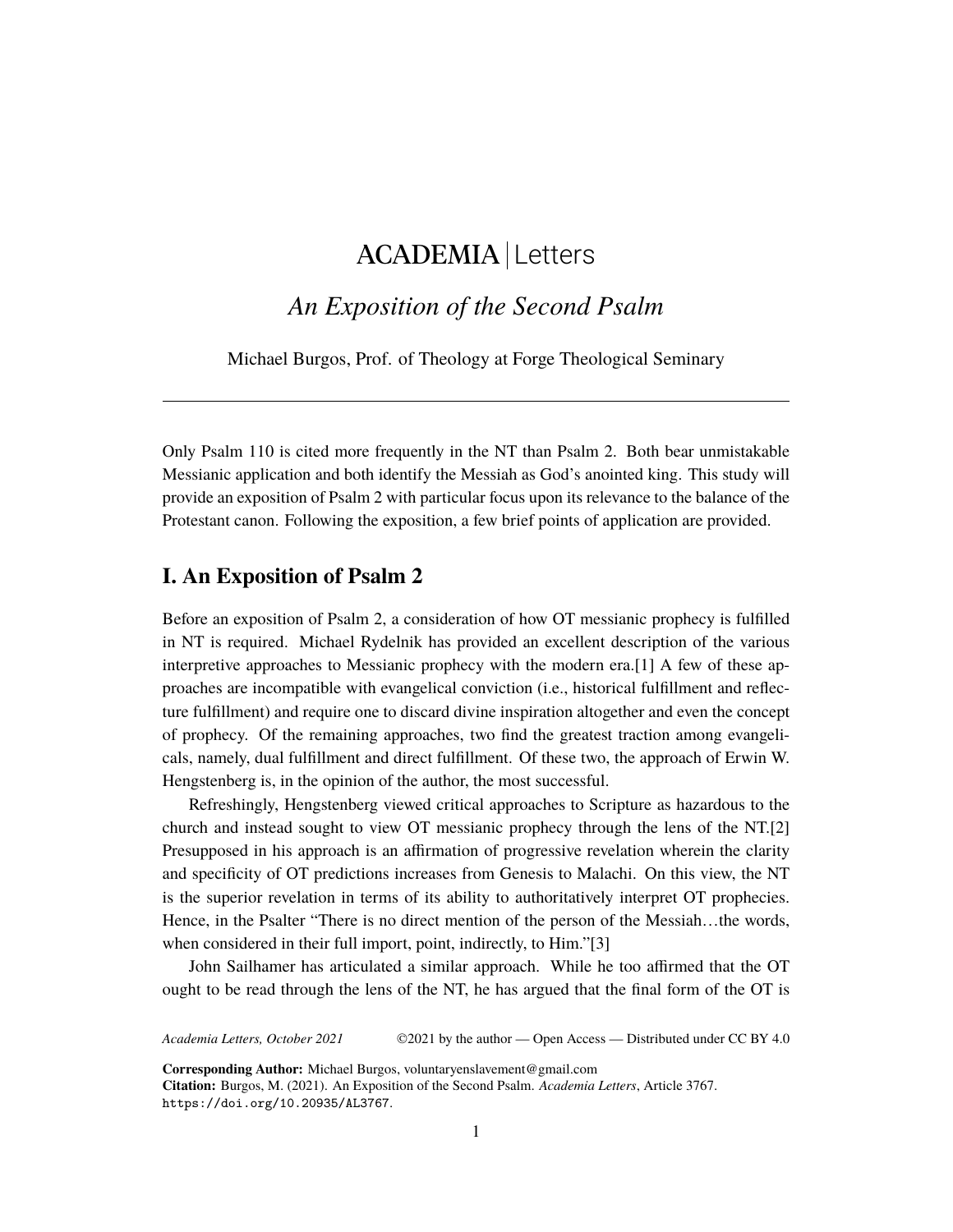ACADEMIA | Letters

# *An Exposition of the Second Psalm*

Michael Burgos, Prof. of Theology at Forge Theological Seminary

---

Only Psalm 110 is cited more frequently in the NT than Psalm 2. Both bear unmistakable Messianic application and both identify the Messiah as God's anointed king. This study will provide an exposition of Psalm 2 with particular focus upon its relevance to the balance of the Protestant canon. Following the exposition, a few brief points of application are provided.

## I. An Exposition of Psalm 2

Before an exposition of Psalm 2, a consideration of how OT messianic prophecy is fulfilled in NT is required. Michael Rydelnik has provided an excellent description of the various interpretive approaches to Messianic prophecy with the modern era.[1] A few of these approaches are incompatible with evangelical conviction (i.e., historical fulfillment and reflecture fulfillment) and require one to discard divine inspiration altogether and even the concept of prophecy. Of the remaining approaches, two find the greatest traction among evangelicals, namely, dual fulfillment and direct fulfillment. Of these two, the approach of Erwin W. Hengstenberg is, in the opinion of the author, the most successful.

Refreshingly, Hengstenberg viewed critical approaches to Scripture as hazardous to the church and instead sought to view OT messianic prophecy through the lens of the NT.[2] Presupposed in his approach is an affirmation of progressive revelation wherein the clarity and specificity of OT predictions increases from Genesis to Malachi. On this view, the NT is the superior revelation in terms of its ability to authoritatively interpret OT prophecies. Hence, in the Psalter "There is no direct mention of the person of the Messiah…the words, when considered in their full import, point, indirectly, to Him."[3]

John Sailhamer has articulated a similar approach. While he too affirmed that the OT ought to be read through the lens of the NT, he has argued that the final form of the OT is

*Academia Letters, October 2021* ©2021 by the author — Open Access — Distributed under CC BY 4.0

**Corresponding Author:** Michael Burgos, voluntaryenslavement@gmail.com
**Citation:** Burgos, M. (2021). An Exposition of the Second Psalm. *Academia Letters*, Article 3767. https://doi.org/10.20935/AL3767.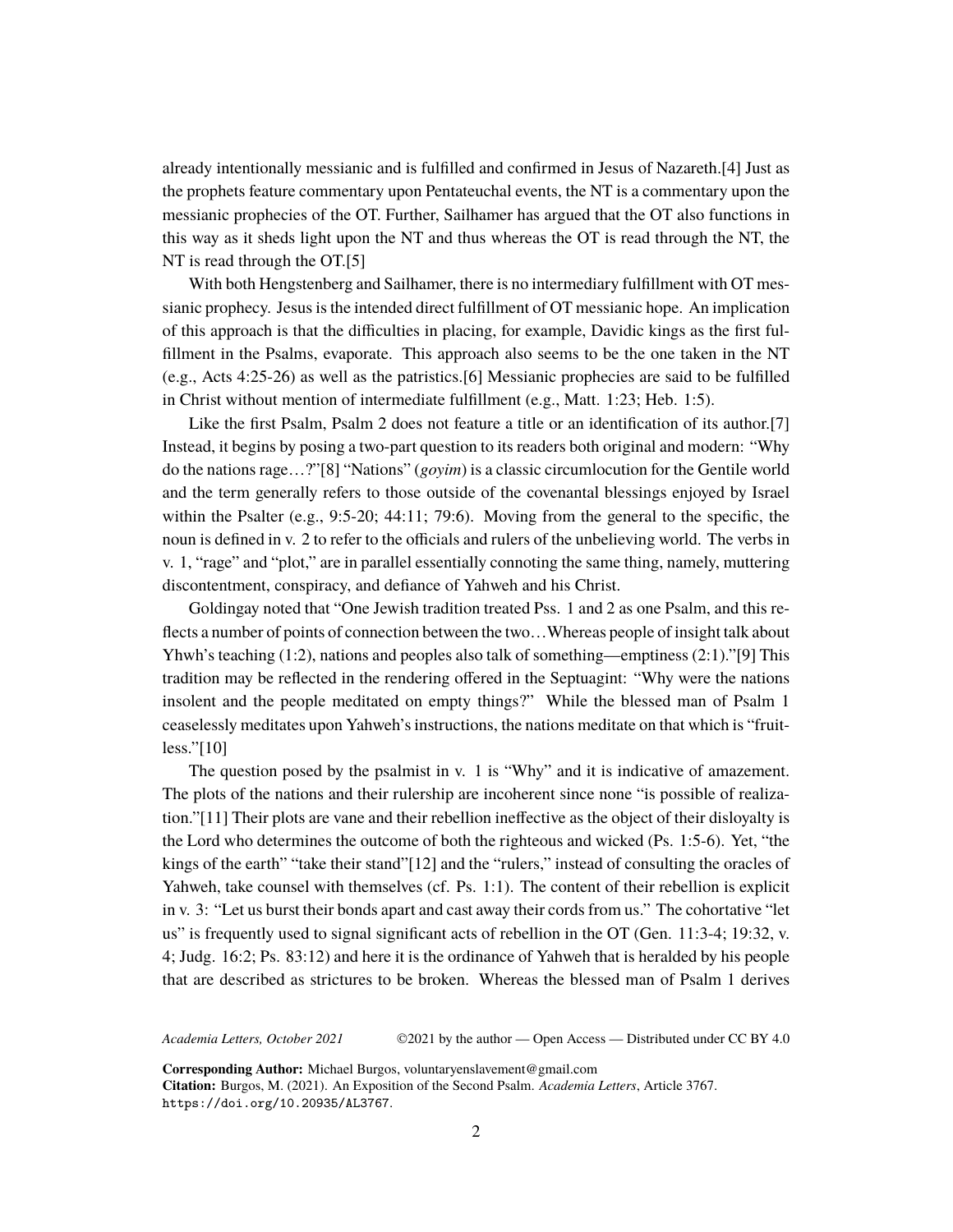already intentionally messianic and is fulfilled and confirmed in Jesus of Nazareth.[4] Just as the prophets feature commentary upon Pentateuchal events, the NT is a commentary upon the messianic prophecies of the OT. Further, Sailhamer has argued that the OT also functions in this way as it sheds light upon the NT and thus whereas the OT is read through the NT, the NT is read through the OT.[5]

With both Hengstenberg and Sailhamer, there is no intermediary fulfillment with OT messianic prophecy. Jesus is the intended direct fulfillment of OT messianic hope. An implication of this approach is that the difficulties in placing, for example, Davidic kings as the first fulfillment in the Psalms, evaporate. This approach also seems to be the one taken in the NT (e.g., Acts 4:25-26) as well as the patristics.[6] Messianic prophecies are said to be fulfilled in Christ without mention of intermediate fulfillment (e.g., Matt. 1:23; Heb. 1:5).

Like the first Psalm, Psalm 2 does not feature a title or an identification of its author.[7] Instead, it begins by posing a two-part question to its readers both original and modern: "Why do the nations rage…?"[8] "Nations" (*goyim*) is a classic circumlocution for the Gentile world and the term generally refers to those outside of the covenantal blessings enjoyed by Israel within the Psalter (e.g., 9:5-20; 44:11; 79:6). Moving from the general to the specific, the noun is defined in v. 2 to refer to the officials and rulers of the unbelieving world. The verbs in v. 1, "rage" and "plot," are in parallel essentially connoting the same thing, namely, muttering discontentment, conspiracy, and defiance of Yahweh and his Christ.

Goldingay noted that "One Jewish tradition treated Pss. 1 and 2 as one Psalm, and this reflects a number of points of connection between the two…Whereas people of insight talk about Yhwh's teaching (1:2), nations and peoples also talk of something—emptiness (2:1)."[9] This tradition may be reflected in the rendering offered in the Septuagint: "Why were the nations insolent and the people meditated on empty things?" While the blessed man of Psalm 1 ceaselessly meditates upon Yahweh's instructions, the nations meditate on that which is "fruitless."[10]

The question posed by the psalmist in v. 1 is "Why" and it is indicative of amazement. The plots of the nations and their rulership are incoherent since none "is possible of realization."[11] Their plots are vane and their rebellion ineffective as the object of their disloyalty is the Lord who determines the outcome of both the righteous and wicked (Ps. 1:5-6). Yet, "the kings of the earth" "take their stand"[12] and the "rulers," instead of consulting the oracles of Yahweh, take counsel with themselves (cf. Ps. 1:1). The content of their rebellion is explicit in v. 3: "Let us burst their bonds apart and cast away their cords from us." The cohortative "let us" is frequently used to signal significant acts of rebellion in the OT (Gen. 11:3-4; 19:32, v. 4; Judg. 16:2; Ps. 83:12) and here it is the ordinance of Yahweh that is heralded by his people that are described as strictures to be broken. Whereas the blessed man of Psalm 1 derives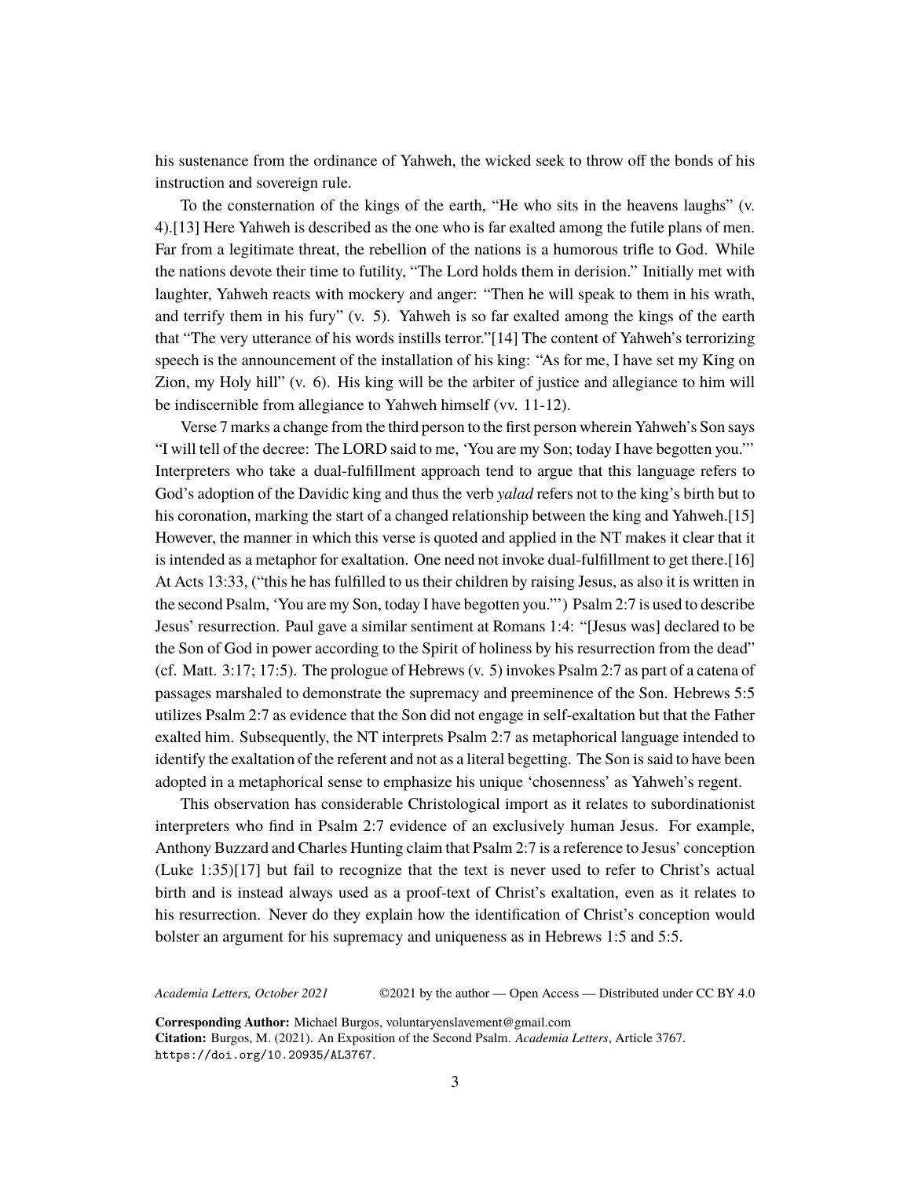his sustenance from the ordinance of Yahweh, the wicked seek to throw off the bonds of his instruction and sovereign rule.

To the consternation of the kings of the earth, "He who sits in the heavens laughs" (v. 4).[13] Here Yahweh is described as the one who is far exalted among the futile plans of men. Far from a legitimate threat, the rebellion of the nations is a humorous trifle to God. While the nations devote their time to futility, "The Lord holds them in derision." Initially met with laughter, Yahweh reacts with mockery and anger: "Then he will speak to them in his wrath, and terrify them in his fury" (v. 5). Yahweh is so far exalted among the kings of the earth that "The very utterance of his words instills terror."[14] The content of Yahweh's terrorizing speech is the announcement of the installation of his king: "As for me, I have set my King on Zion, my Holy hill" (v. 6). His king will be the arbiter of justice and allegiance to him will be indiscernible from allegiance to Yahweh himself (vv. 11-12).

Verse 7 marks a change from the third person to the first person wherein Yahweh's Son says "I will tell of the decree: The LORD said to me, 'You are my Son; today I have begotten you.'" Interpreters who take a dual-fulfillment approach tend to argue that this language refers to God's adoption of the Davidic king and thus the verb *yalad* refers not to the king's birth but to his coronation, marking the start of a changed relationship between the king and Yahweh.[15] However, the manner in which this verse is quoted and applied in the NT makes it clear that it is intended as a metaphor for exaltation. One need not invoke dual-fulfillment to get there.[16] At Acts 13:33, ("this he has fulfilled to us their children by raising Jesus, as also it is written in the second Psalm, 'You are my Son, today I have begotten you."') Psalm 2:7 is used to describe Jesus' resurrection. Paul gave a similar sentiment at Romans 1:4: "[Jesus was] declared to be the Son of God in power according to the Spirit of holiness by his resurrection from the dead" (cf. Matt. 3:17; 17:5). The prologue of Hebrews (v. 5) invokes Psalm 2:7 as part of a catena of passages marshaled to demonstrate the supremacy and preeminence of the Son. Hebrews 5:5 utilizes Psalm 2:7 as evidence that the Son did not engage in self-exaltation but that the Father exalted him. Subsequently, the NT interprets Psalm 2:7 as metaphorical language intended to identify the exaltation of the referent and not as a literal begetting. The Son is said to have been adopted in a metaphorical sense to emphasize his unique 'chosenness' as Yahweh's regent.

This observation has considerable Christological import as it relates to subordinationist interpreters who find in Psalm 2:7 evidence of an exclusively human Jesus. For example, Anthony Buzzard and Charles Hunting claim that Psalm 2:7 is a reference to Jesus' conception (Luke 1:35)[17] but fail to recognize that the text is never used to refer to Christ's actual birth and is instead always used as a proof-text of Christ's exaltation, even as it relates to his resurrection. Never do they explain how the identification of Christ's conception would bolster an argument for his supremacy and uniqueness as in Hebrews 1:5 and 5:5.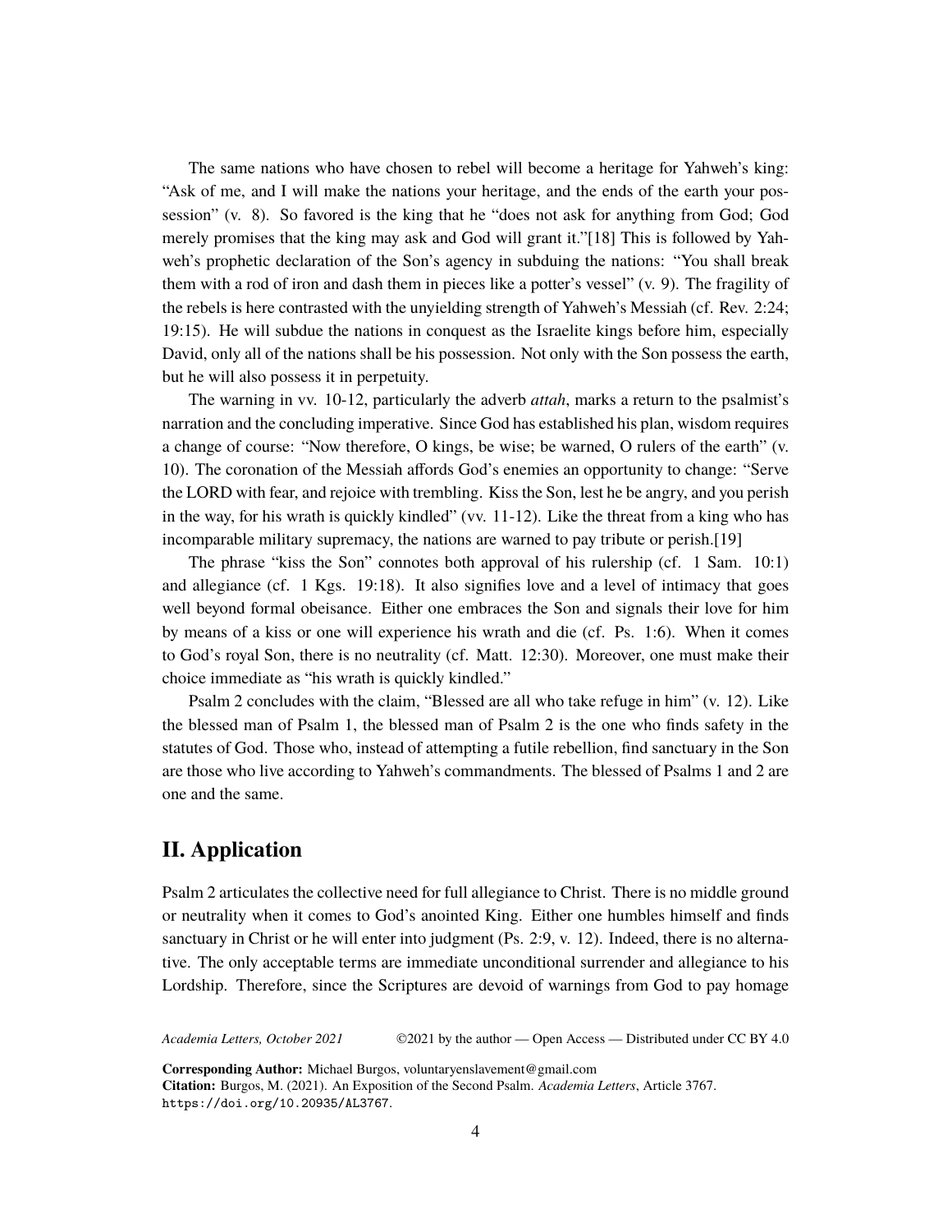The same nations who have chosen to rebel will become a heritage for Yahweh's king: "Ask of me, and I will make the nations your heritage, and the ends of the earth your possession" (v. 8). So favored is the king that he "does not ask for anything from God; God merely promises that the king may ask and God will grant it."[18] This is followed by Yahweh's prophetic declaration of the Son's agency in subduing the nations: "You shall break them with a rod of iron and dash them in pieces like a potter's vessel" (v. 9). The fragility of the rebels is here contrasted with the unyielding strength of Yahweh's Messiah (cf. Rev. 2:24; 19:15). He will subdue the nations in conquest as the Israelite kings before him, especially David, only all of the nations shall be his possession. Not only with the Son possess the earth, but he will also possess it in perpetuity.

The warning in vv. 10-12, particularly the adverb *attah*, marks a return to the psalmist's narration and the concluding imperative. Since God has established his plan, wisdom requires a change of course: "Now therefore, O kings, be wise; be warned, O rulers of the earth" (v. 10). The coronation of the Messiah affords God's enemies an opportunity to change: "Serve the LORD with fear, and rejoice with trembling. Kiss the Son, lest he be angry, and you perish in the way, for his wrath is quickly kindled" (vv. 11-12). Like the threat from a king who has incomparable military supremacy, the nations are warned to pay tribute or perish.[19]

The phrase "kiss the Son" connotes both approval of his rulership (cf. 1 Sam. 10:1) and allegiance (cf. 1 Kgs. 19:18). It also signifies love and a level of intimacy that goes well beyond formal obeisance. Either one embraces the Son and signals their love for him by means of a kiss or one will experience his wrath and die (cf. Ps. 1:6). When it comes to God's royal Son, there is no neutrality (cf. Matt. 12:30). Moreover, one must make their choice immediate as "his wrath is quickly kindled."

Psalm 2 concludes with the claim, "Blessed are all who take refuge in him" (v. 12). Like the blessed man of Psalm 1, the blessed man of Psalm 2 is the one who finds safety in the statutes of God. Those who, instead of attempting a futile rebellion, find sanctuary in the Son are those who live according to Yahweh's commandments. The blessed of Psalms 1 and 2 are one and the same.

## II. Application

Psalm 2 articulates the collective need for full allegiance to Christ. There is no middle ground or neutrality when it comes to God's anointed King. Either one humbles himself and finds sanctuary in Christ or he will enter into judgment (Ps. 2:9, v. 12). Indeed, there is no alternative. The only acceptable terms are immediate unconditional surrender and allegiance to his Lordship. Therefore, since the Scriptures are devoid of warnings from God to pay homage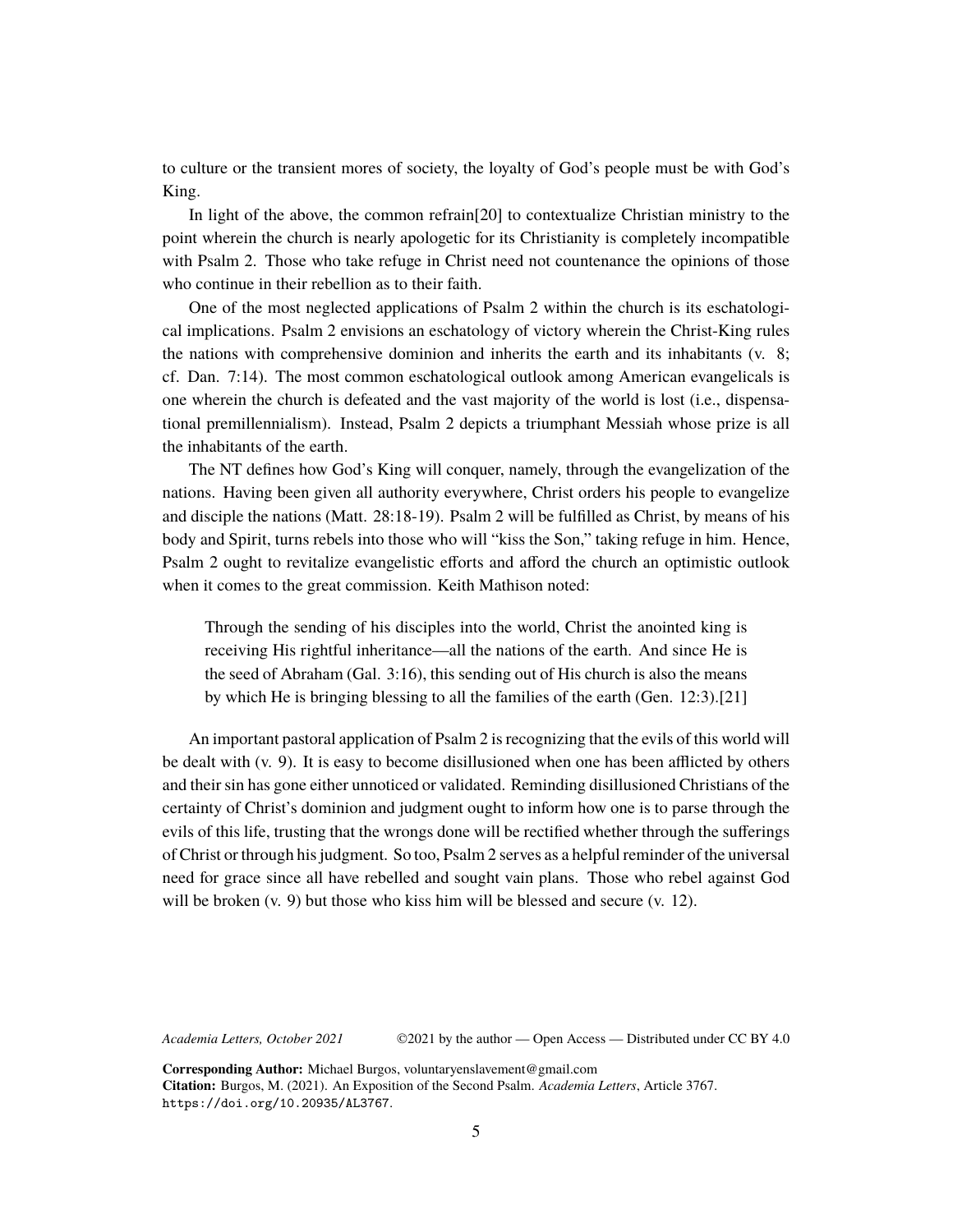to culture or the transient mores of society, the loyalty of God's people must be with God's King.

In light of the above, the common refrain[20] to contextualize Christian ministry to the point wherein the church is nearly apologetic for its Christianity is completely incompatible with Psalm 2. Those who take refuge in Christ need not countenance the opinions of those who continue in their rebellion as to their faith.

One of the most neglected applications of Psalm 2 within the church is its eschatological implications. Psalm 2 envisions an eschatology of victory wherein the Christ-King rules the nations with comprehensive dominion and inherits the earth and its inhabitants (v. 8; cf. Dan. 7:14). The most common eschatological outlook among American evangelicals is one wherein the church is defeated and the vast majority of the world is lost (i.e., dispensational premillennialism). Instead, Psalm 2 depicts a triumphant Messiah whose prize is all the inhabitants of the earth.

The NT defines how God's King will conquer, namely, through the evangelization of the nations. Having been given all authority everywhere, Christ orders his people to evangelize and disciple the nations (Matt. 28:18-19). Psalm 2 will be fulfilled as Christ, by means of his body and Spirit, turns rebels into those who will "kiss the Son," taking refuge in him. Hence, Psalm 2 ought to revitalize evangelistic efforts and afford the church an optimistic outlook when it comes to the great commission. Keith Mathison noted:

> Through the sending of his disciples into the world, Christ the anointed king is receiving His rightful inheritance—all the nations of the earth. And since He is the seed of Abraham (Gal. 3:16), this sending out of His church is also the means by which He is bringing blessing to all the families of the earth (Gen. 12:3).[21]

An important pastoral application of Psalm 2 is recognizing that the evils of this world will be dealt with (v. 9). It is easy to become disillusioned when one has been afflicted by others and their sin has gone either unnoticed or validated. Reminding disillusioned Christians of the certainty of Christ's dominion and judgment ought to inform how one is to parse through the evils of this life, trusting that the wrongs done will be rectified whether through the sufferings of Christ or through his judgment. So too, Psalm 2 serves as a helpful reminder of the universal need for grace since all have rebelled and sought vain plans. Those who rebel against God will be broken (v. 9) but those who kiss him will be blessed and secure (v. 12).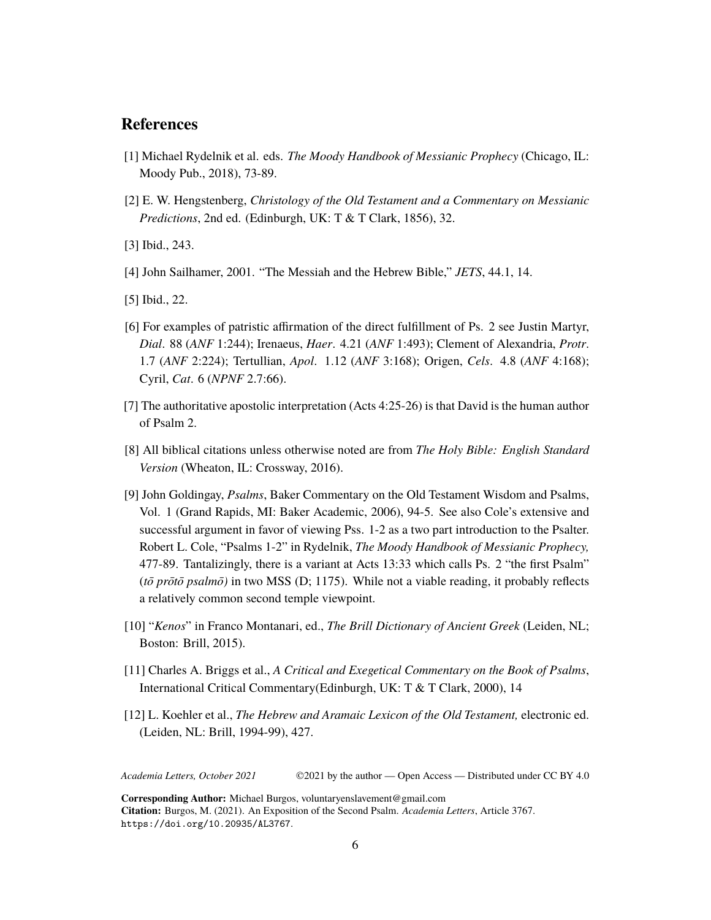## References

[1] Michael Rydelnik et al. eds. *The Moody Handbook of Messianic Prophecy* (Chicago, IL: Moody Pub., 2018), 73-89.

[2] E. W. Hengstenberg, *Christology of the Old Testament and a Commentary on Messianic Predictions*, 2nd ed. (Edinburgh, UK: T & T Clark, 1856), 32.

[3] Ibid., 243.

[4] John Sailhamer, 2001. "The Messiah and the Hebrew Bible," *JETS*, 44.1, 14.

[5] Ibid., 22.

[6] For examples of patristic affirmation of the direct fulfillment of Ps. 2 see Justin Martyr, *Dial*. 88 (*ANF* 1:244); Irenaeus, *Haer*. 4.21 (*ANF* 1:493); Clement of Alexandria, *Protr*. 1.7 (*ANF* 2:224); Tertullian, *Apol*. 1.12 (*ANF* 3:168); Origen, *Cels*. 4.8 (*ANF* 4:168); Cyril, *Cat*. 6 (*NPNF* 2.7:66).

[7] The authoritative apostolic interpretation (Acts 4:25-26) is that David is the human author of Psalm 2.

[8] All biblical citations unless otherwise noted are from *The Holy Bible: English Standard Version* (Wheaton, IL: Crossway, 2016).

[9] John Goldingay, *Psalms*, Baker Commentary on the Old Testament Wisdom and Psalms, Vol. 1 (Grand Rapids, MI: Baker Academic, 2006), 94-5. See also Cole's extensive and successful argument in favor of viewing Pss. 1-2 as a two part introduction to the Psalter. Robert L. Cole, "Psalms 1-2" in Rydelnik, *The Moody Handbook of Messianic Prophecy,* 477-89. Tantalizingly, there is a variant at Acts 13:33 which calls Ps. 2 "the first Psalm" (*tō prōtō psalmō)* in two MSS (D; 1175). While not a viable reading, it probably reflects a relatively common second temple viewpoint.

[10] "*Kenos*" in Franco Montanari, ed., *The Brill Dictionary of Ancient Greek* (Leiden, NL; Boston: Brill, 2015).

[11] Charles A. Briggs et al., *A Critical and Exegetical Commentary on the Book of Psalms*, International Critical Commentary(Edinburgh, UK: T & T Clark, 2000), 14

[12] L. Koehler et al., *The Hebrew and Aramaic Lexicon of the Old Testament,* electronic ed. (Leiden, NL: Brill, 1994-99), 427.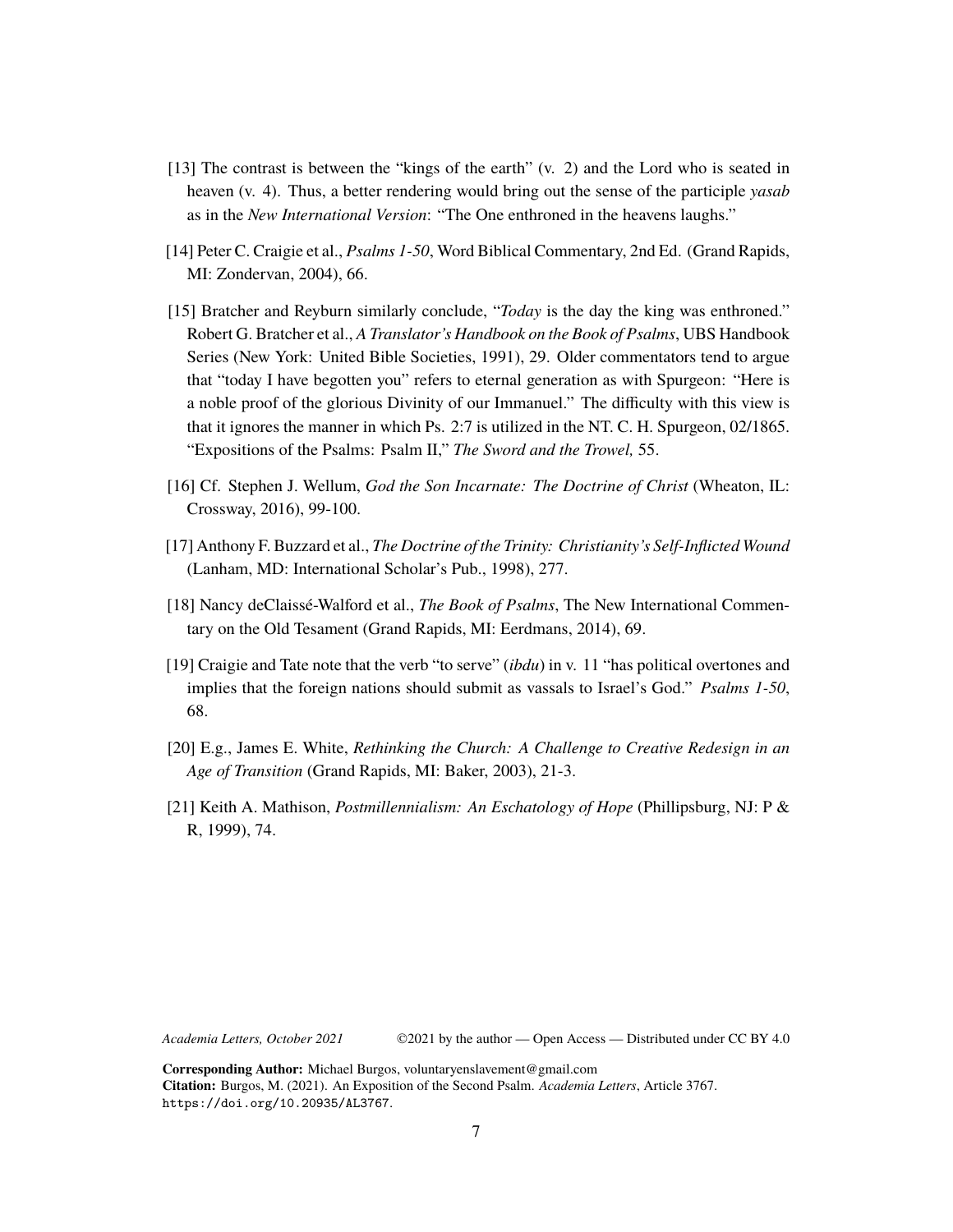[13] The contrast is between the "kings of the earth" (v. 2) and the Lord who is seated in heaven (v. 4). Thus, a better rendering would bring out the sense of the participle *yasab* as in the *New International Version*: "The One enthroned in the heavens laughs."

[14] Peter C. Craigie et al., *Psalms 1-50*, Word Biblical Commentary, 2nd Ed. (Grand Rapids, MI: Zondervan, 2004), 66.

[15] Bratcher and Reyburn similarly conclude, "*Today* is the day the king was enthroned." Robert G. Bratcher et al., *A Translator's Handbook on the Book of Psalms*, UBS Handbook Series (New York: United Bible Societies, 1991), 29. Older commentators tend to argue that "today I have begotten you" refers to eternal generation as with Spurgeon: "Here is a noble proof of the glorious Divinity of our Immanuel." The difficulty with this view is that it ignores the manner in which Ps. 2:7 is utilized in the NT. C. H. Spurgeon, 02/1865. "Expositions of the Psalms: Psalm II," *The Sword and the Trowel,* 55.

[16] Cf. Stephen J. Wellum, *God the Son Incarnate: The Doctrine of Christ* (Wheaton, IL: Crossway, 2016), 99-100.

[17] Anthony F. Buzzard et al., *The Doctrine of the Trinity: Christianity's Self-Inflicted Wound* (Lanham, MD: International Scholar's Pub., 1998), 277.

[18] Nancy deClaissé-Walford et al., *The Book of Psalms*, The New International Commentary on the Old Tesament (Grand Rapids, MI: Eerdmans, 2014), 69.

[19] Craigie and Tate note that the verb "to serve" (*ibdu*) in v. 11 "has political overtones and implies that the foreign nations should submit as vassals to Israel's God." *Psalms 1-50*, 68.

[20] E.g., James E. White, *Rethinking the Church: A Challenge to Creative Redesign in an Age of Transition* (Grand Rapids, MI: Baker, 2003), 21-3.

[21] Keith A. Mathison, *Postmillennialism: An Eschatology of Hope* (Phillipsburg, NJ: P & R, 1999), 74.